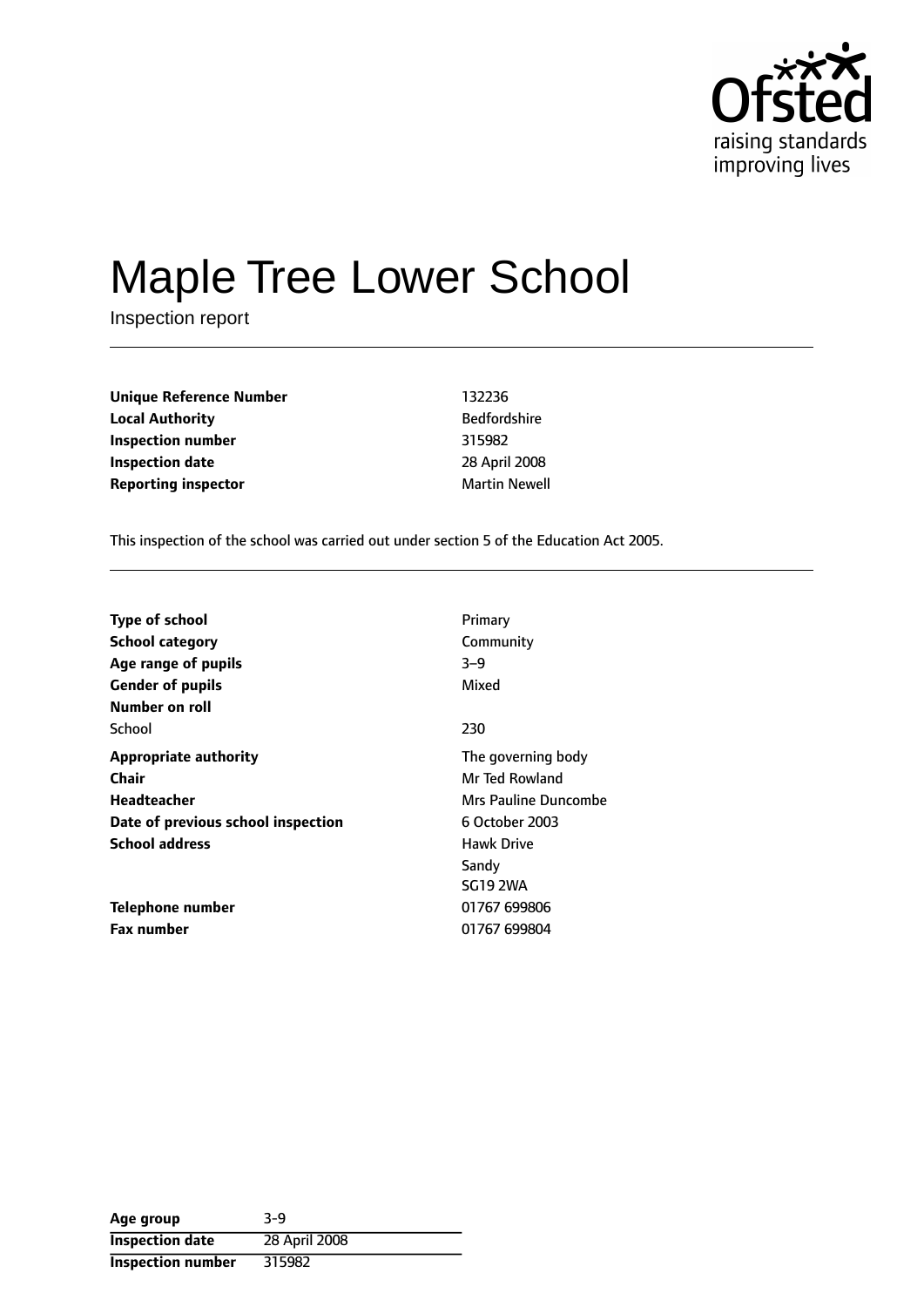# Maple Tree Lower School

Inspection report

| | |
|---|---|
| **Unique Reference Number** | 132236 |
| **Local Authority** | Bedfordshire |
| **Inspection number** | 315982 |
| **Inspection date** | 28 April 2008 |
| **Reporting inspector** | Martin Newell |

This inspection of the school was carried out under section 5 of the Education Act 2005.

| | |
|---|---|
| **Type of school** | Primary |
| **School category** | Community |
| **Age range of pupils** | 3–9 |
| **Gender of pupils** | Mixed |
| **Number on roll** | |
| School | 230 |
| **Appropriate authority** | The governing body |
| **Chair** | Mr Ted Rowland |
| **Headteacher** | Mrs Pauline Duncombe |
| **Date of previous school inspection** | 6 October 2003 |
| **School address** | Hawk Drive<br>Sandy<br>SG19 2WA |
| **Telephone number** | 01767 699806 |
| **Fax number** | 01767 699804 |

| | |
|---|---|
| **Age group** | 3-9 |
| **Inspection date** | 28 April 2008 |
| **Inspection number** | 315982 |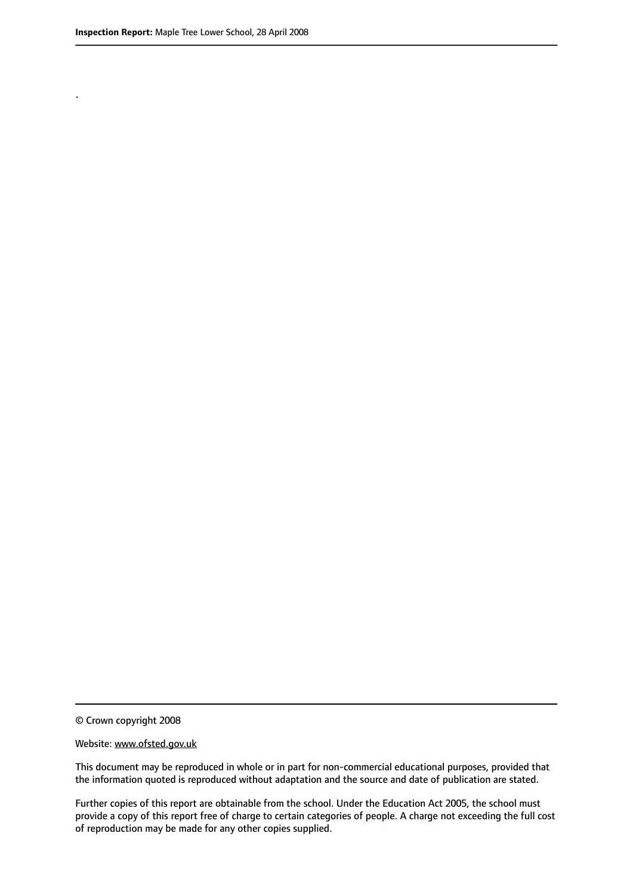.

© Crown copyright 2008

Website: www.ofsted.gov.uk

This document may be reproduced in whole or in part for non-commercial educational purposes, provided that the information quoted is reproduced without adaptation and the source and date of publication are stated.

Further copies of this report are obtainable from the school. Under the Education Act 2005, the school must provide a copy of this report free of charge to certain categories of people. A charge not exceeding the full cost of reproduction may be made for any other copies supplied.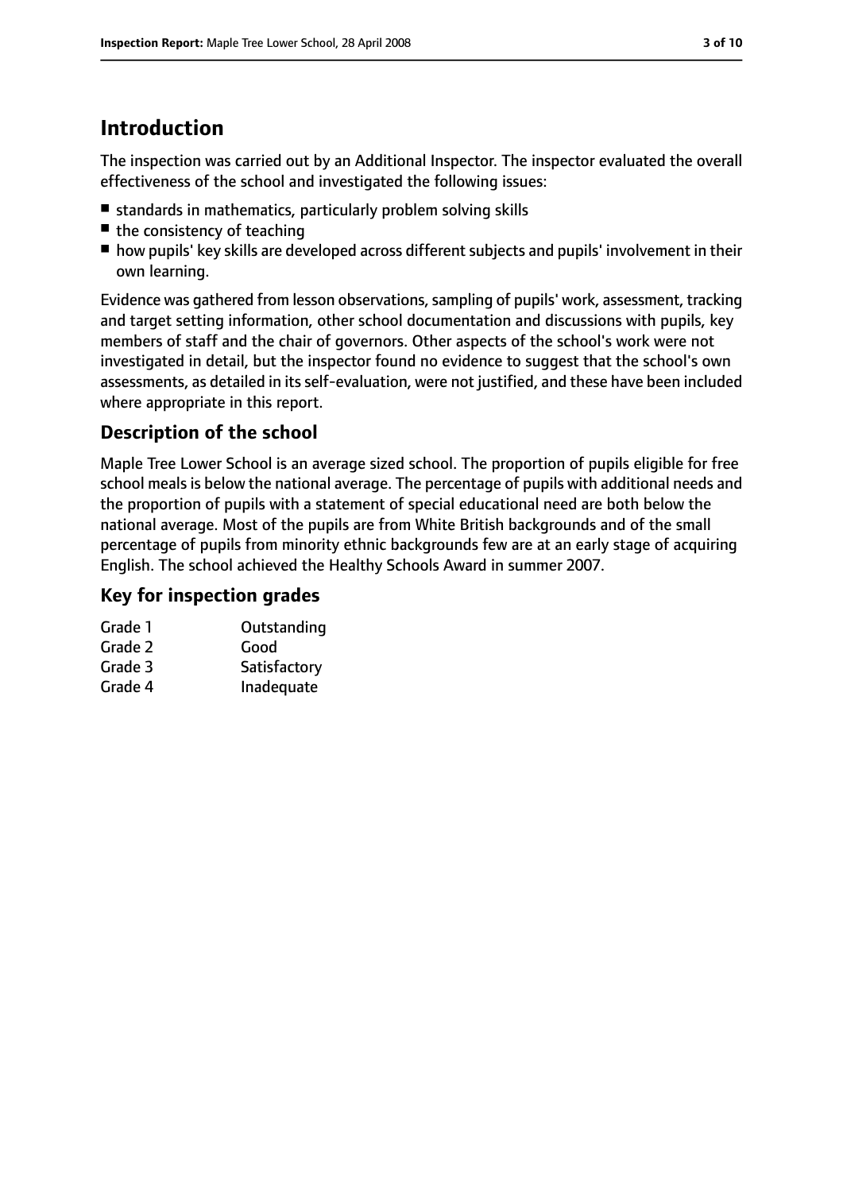# Introduction

The inspection was carried out by an Additional Inspector. The inspector evaluated the overall effectiveness of the school and investigated the following issues:

- standards in mathematics, particularly problem solving skills
- the consistency of teaching
- how pupils' key skills are developed across different subjects and pupils' involvement in their own learning.

Evidence was gathered from lesson observations, sampling of pupils' work, assessment, tracking and target setting information, other school documentation and discussions with pupils, key members of staff and the chair of governors. Other aspects of the school's work were not investigated in detail, but the inspector found no evidence to suggest that the school's own assessments, as detailed in its self-evaluation, were not justified, and these have been included where appropriate in this report.

## Description of the school

Maple Tree Lower School is an average sized school. The proportion of pupils eligible for free school meals is below the national average. The percentage of pupils with additional needs and the proportion of pupils with a statement of special educational need are both below the national average. Most of the pupils are from White British backgrounds and of the small percentage of pupils from minority ethnic backgrounds few are at an early stage of acquiring English. The school achieved the Healthy Schools Award in summer 2007.

## Key for inspection grades

| | |
|---|---|
| Grade 1 | Outstanding |
| Grade 2 | Good |
| Grade 3 | Satisfactory |
| Grade 4 | Inadequate |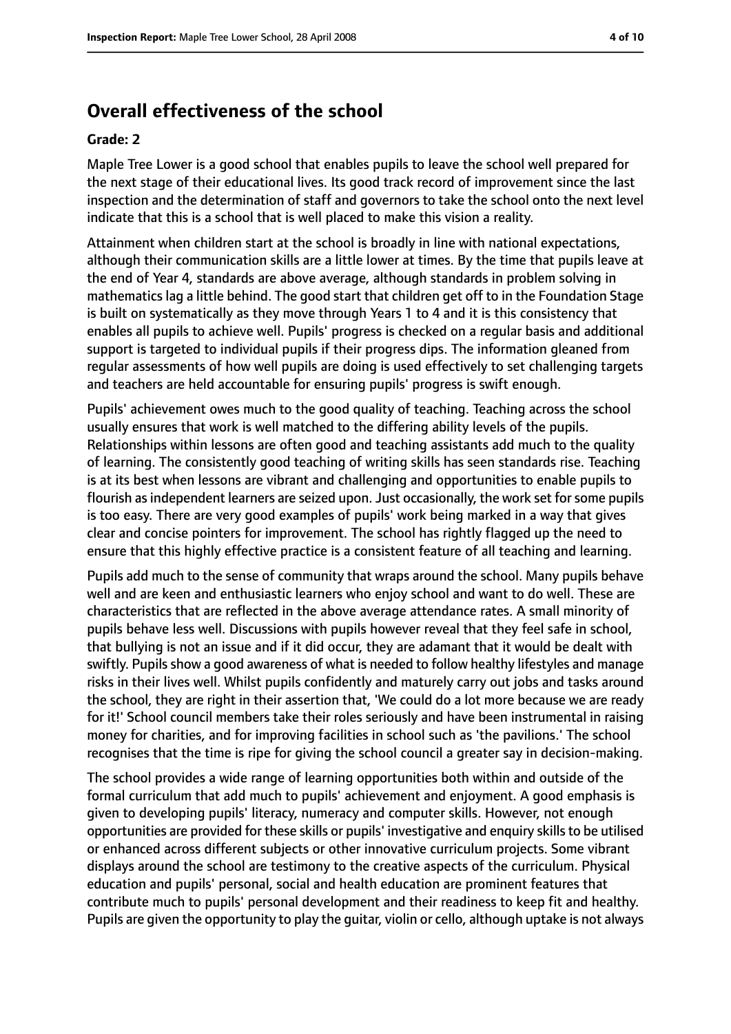## Overall effectiveness of the school

### Grade: 2

Maple Tree Lower is a good school that enables pupils to leave the school well prepared for the next stage of their educational lives. Its good track record of improvement since the last inspection and the determination of staff and governors to take the school onto the next level indicate that this is a school that is well placed to make this vision a reality.

Attainment when children start at the school is broadly in line with national expectations, although their communication skills are a little lower at times. By the time that pupils leave at the end of Year 4, standards are above average, although standards in problem solving in mathematics lag a little behind. The good start that children get off to in the Foundation Stage is built on systematically as they move through Years 1 to 4 and it is this consistency that enables all pupils to achieve well. Pupils' progress is checked on a regular basis and additional support is targeted to individual pupils if their progress dips. The information gleaned from regular assessments of how well pupils are doing is used effectively to set challenging targets and teachers are held accountable for ensuring pupils' progress is swift enough.

Pupils' achievement owes much to the good quality of teaching. Teaching across the school usually ensures that work is well matched to the differing ability levels of the pupils. Relationships within lessons are often good and teaching assistants add much to the quality of learning. The consistently good teaching of writing skills has seen standards rise. Teaching is at its best when lessons are vibrant and challenging and opportunities to enable pupils to flourish as independent learners are seized upon. Just occasionally, the work set for some pupils is too easy. There are very good examples of pupils' work being marked in a way that gives clear and concise pointers for improvement. The school has rightly flagged up the need to ensure that this highly effective practice is a consistent feature of all teaching and learning.

Pupils add much to the sense of community that wraps around the school. Many pupils behave well and are keen and enthusiastic learners who enjoy school and want to do well. These are characteristics that are reflected in the above average attendance rates. A small minority of pupils behave less well. Discussions with pupils however reveal that they feel safe in school, that bullying is not an issue and if it did occur, they are adamant that it would be dealt with swiftly. Pupils show a good awareness of what is needed to follow healthy lifestyles and manage risks in their lives well. Whilst pupils confidently and maturely carry out jobs and tasks around the school, they are right in their assertion that, 'We could do a lot more because we are ready for it!' School council members take their roles seriously and have been instrumental in raising money for charities, and for improving facilities in school such as 'the pavilions.' The school recognises that the time is ripe for giving the school council a greater say in decision-making.

The school provides a wide range of learning opportunities both within and outside of the formal curriculum that add much to pupils' achievement and enjoyment. A good emphasis is given to developing pupils' literacy, numeracy and computer skills. However, not enough opportunities are provided for these skills or pupils' investigative and enquiry skills to be utilised or enhanced across different subjects or other innovative curriculum projects. Some vibrant displays around the school are testimony to the creative aspects of the curriculum. Physical education and pupils' personal, social and health education are prominent features that contribute much to pupils' personal development and their readiness to keep fit and healthy. Pupils are given the opportunity to play the guitar, violin or cello, although uptake is not always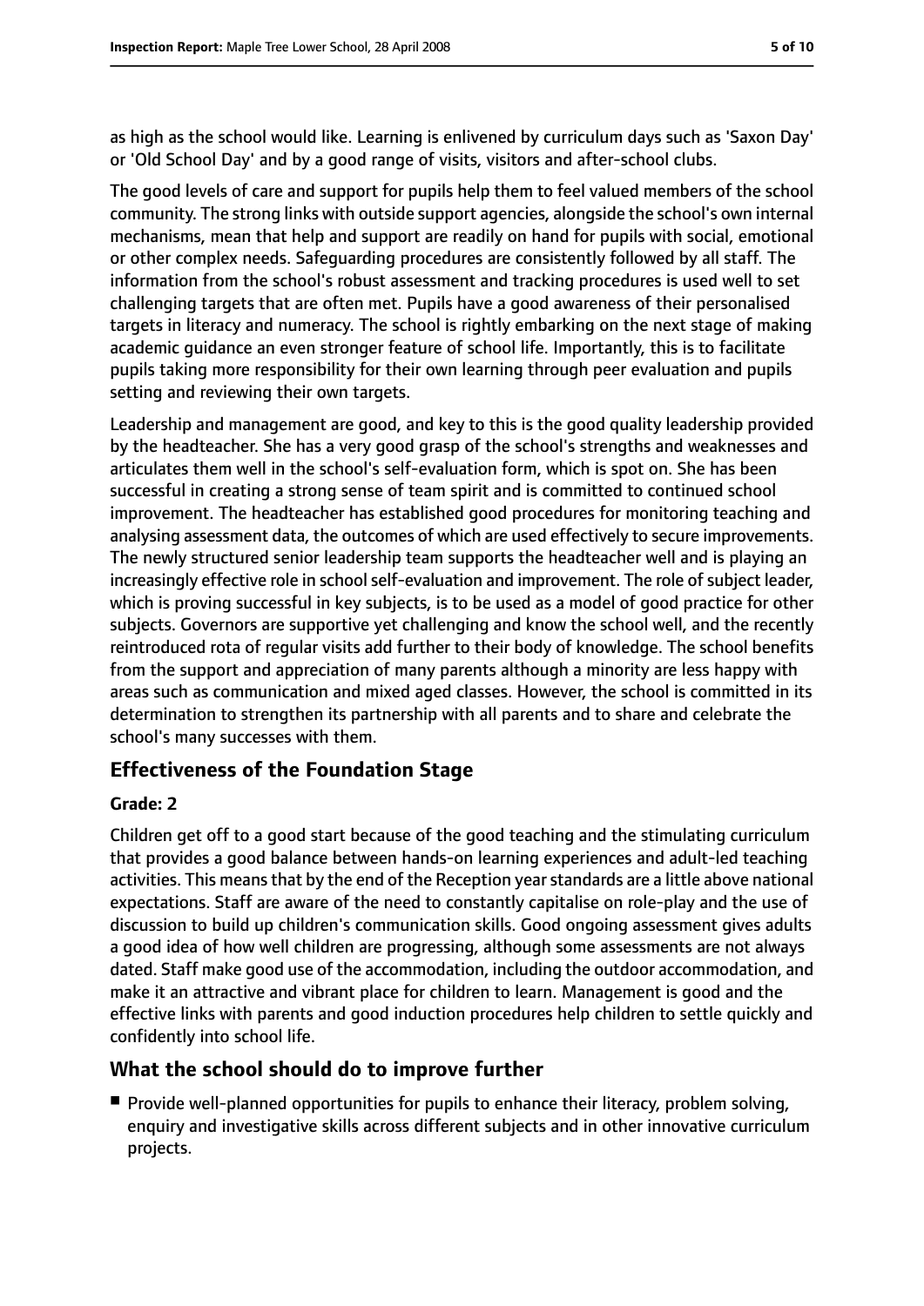as high as the school would like. Learning is enlivened by curriculum days such as 'Saxon Day' or 'Old School Day' and by a good range of visits, visitors and after-school clubs.

The good levels of care and support for pupils help them to feel valued members of the school community. The strong links with outside support agencies, alongside the school's own internal mechanisms, mean that help and support are readily on hand for pupils with social, emotional or other complex needs. Safeguarding procedures are consistently followed by all staff. The information from the school's robust assessment and tracking procedures is used well to set challenging targets that are often met. Pupils have a good awareness of their personalised targets in literacy and numeracy. The school is rightly embarking on the next stage of making academic guidance an even stronger feature of school life. Importantly, this is to facilitate pupils taking more responsibility for their own learning through peer evaluation and pupils setting and reviewing their own targets.

Leadership and management are good, and key to this is the good quality leadership provided by the headteacher. She has a very good grasp of the school's strengths and weaknesses and articulates them well in the school's self-evaluation form, which is spot on. She has been successful in creating a strong sense of team spirit and is committed to continued school improvement. The headteacher has established good procedures for monitoring teaching and analysing assessment data, the outcomes of which are used effectively to secure improvements. The newly structured senior leadership team supports the headteacher well and is playing an increasingly effective role in school self-evaluation and improvement. The role of subject leader, which is proving successful in key subjects, is to be used as a model of good practice for other subjects. Governors are supportive yet challenging and know the school well, and the recently reintroduced rota of regular visits add further to their body of knowledge. The school benefits from the support and appreciation of many parents although a minority are less happy with areas such as communication and mixed aged classes. However, the school is committed in its determination to strengthen its partnership with all parents and to share and celebrate the school's many successes with them.

## Effectiveness of the Foundation Stage

**Grade: 2**

Children get off to a good start because of the good teaching and the stimulating curriculum that provides a good balance between hands-on learning experiences and adult-led teaching activities. This means that by the end of the Reception year standards are a little above national expectations. Staff are aware of the need to constantly capitalise on role-play and the use of discussion to build up children's communication skills. Good ongoing assessment gives adults a good idea of how well children are progressing, although some assessments are not always dated. Staff make good use of the accommodation, including the outdoor accommodation, and make it an attractive and vibrant place for children to learn. Management is good and the effective links with parents and good induction procedures help children to settle quickly and confidently into school life.

## What the school should do to improve further

- Provide well-planned opportunities for pupils to enhance their literacy, problem solving, enquiry and investigative skills across different subjects and in other innovative curriculum projects.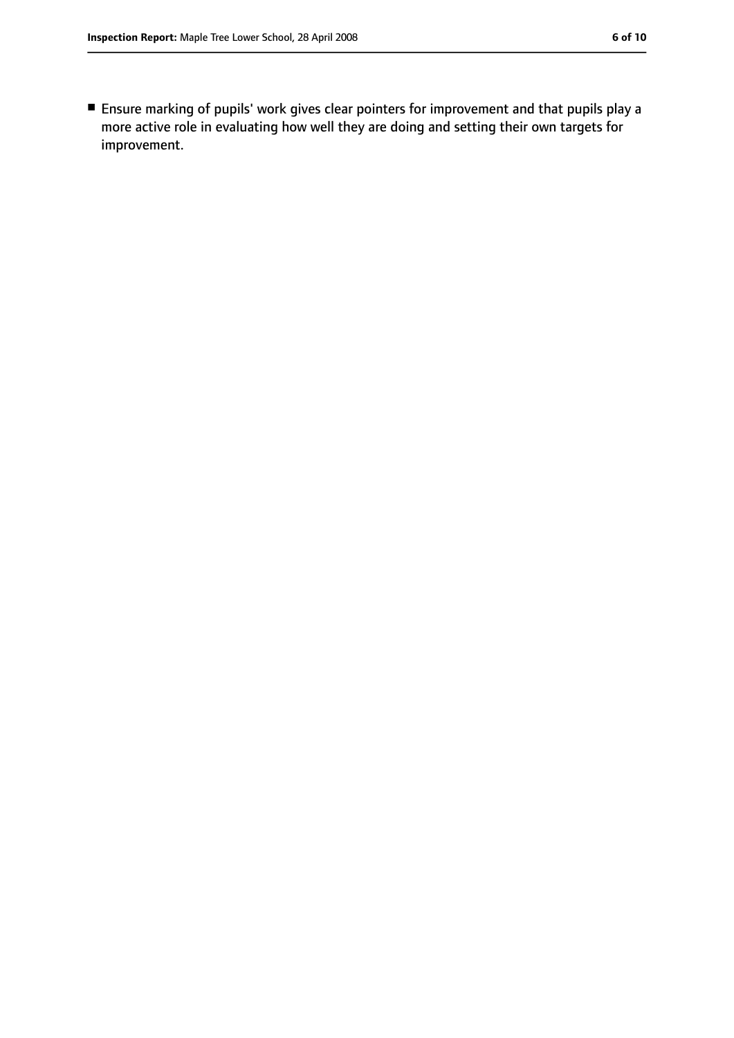- Ensure marking of pupils' work gives clear pointers for improvement and that pupils play a more active role in evaluating how well they are doing and setting their own targets for improvement.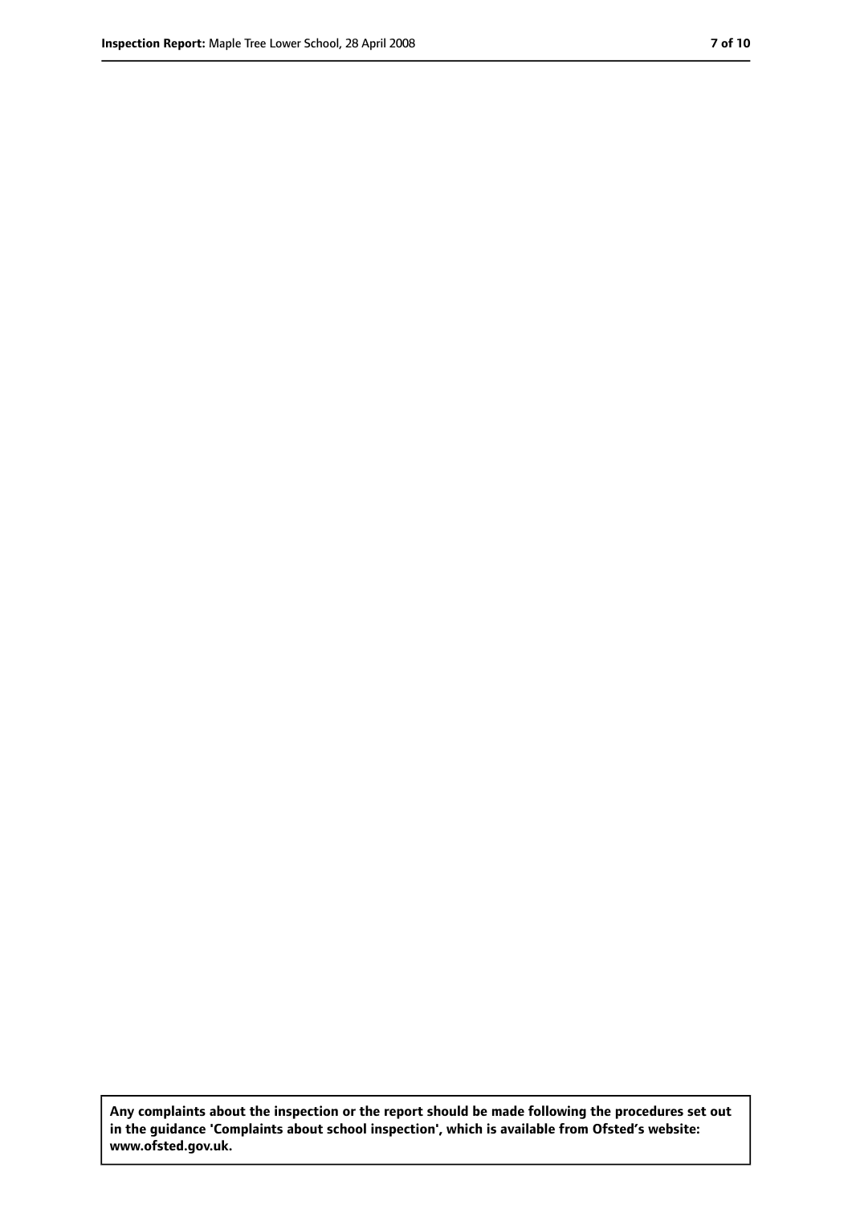**Any complaints about the inspection or the report should be made following the procedures set out in the guidance 'Complaints about school inspection', which is available from Ofsted's website: www.ofsted.gov.uk.**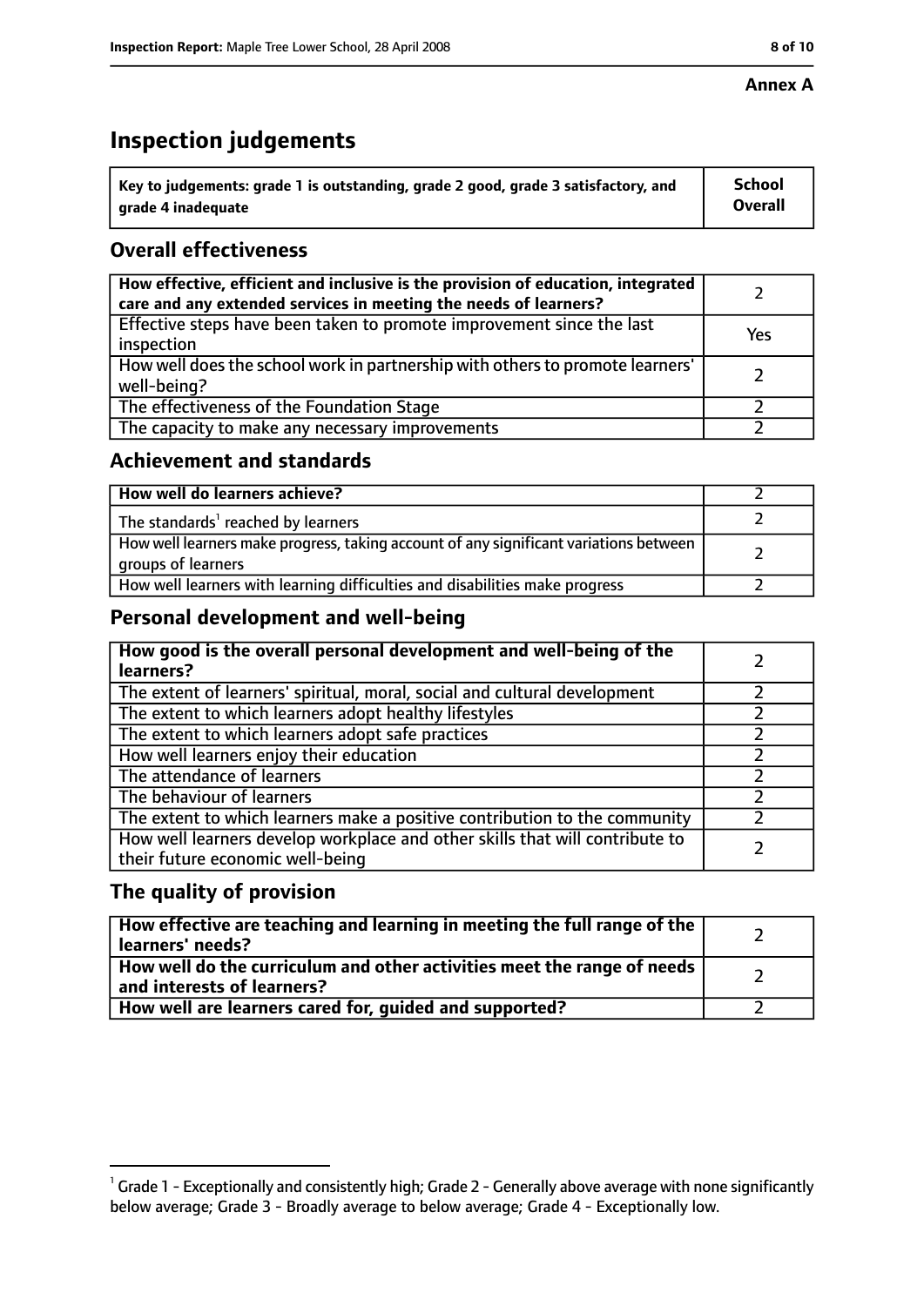**Annex A**

# Inspection judgements

| Key to judgements: grade 1 is outstanding, grade 2 good, grade 3 satisfactory, and grade 4 inadequate | School Overall |
| --- | --- |

## Overall effectiveness

| | |
| --- | --- |
| **How effective, efficient and inclusive is the provision of education, integrated care and any extended services in meeting the needs of learners?** | 2 |
| Effective steps have been taken to promote improvement since the last inspection | Yes |
| How well does the school work in partnership with others to promote learners' well-being? | 2 |
| The effectiveness of the Foundation Stage | 2 |
| The capacity to make any necessary improvements | 2 |

## Achievement and standards

| | |
| --- | --- |
| **How well do learners achieve?** | 2 |
| The standards[1] reached by learners | 2 |
| How well learners make progress, taking account of any significant variations between groups of learners | 2 |
| How well learners with learning difficulties and disabilities make progress | 2 |

## Personal development and well-being

| | |
| --- | --- |
| **How good is the overall personal development and well-being of the learners?** | 2 |
| The extent of learners' spiritual, moral, social and cultural development | 2 |
| The extent to which learners adopt healthy lifestyles | 2 |
| The extent to which learners adopt safe practices | 2 |
| How well learners enjoy their education | 2 |
| The attendance of learners | 2 |
| The behaviour of learners | 2 |
| The extent to which learners make a positive contribution to the community | 2 |
| How well learners develop workplace and other skills that will contribute to their future economic well-being | 2 |

## The quality of provision

| | |
| --- | --- |
| **How effective are teaching and learning in meeting the full range of the learners' needs?** | 2 |
| **How well do the curriculum and other activities meet the range of needs and interests of learners?** | 2 |
| **How well are learners cared for, guided and supported?** | 2 |

[1] Grade 1 - Exceptionally and consistently high; Grade 2 - Generally above average with none significantly below average; Grade 3 - Broadly average to below average; Grade 4 - Exceptionally low.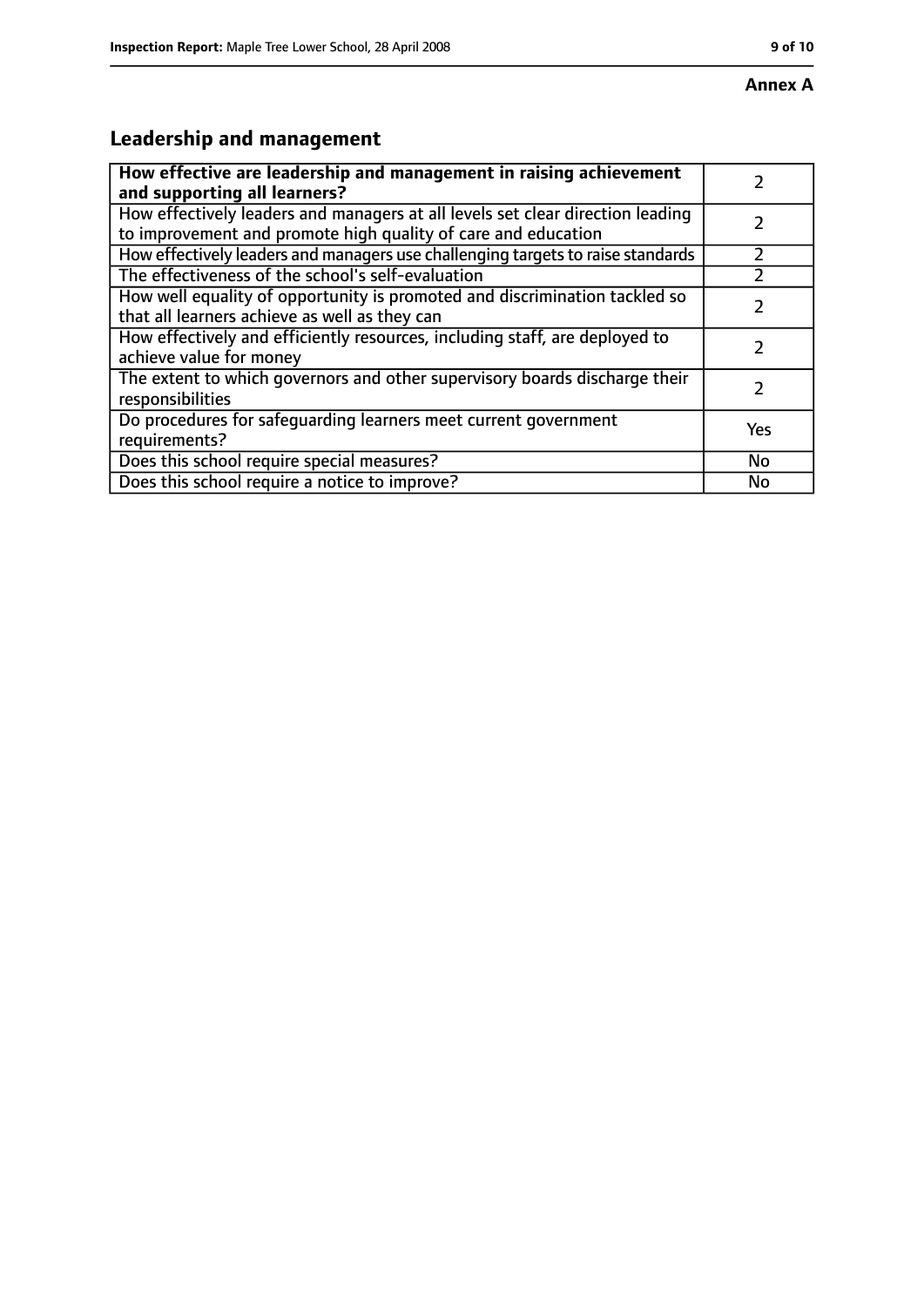**Annex A**

## Leadership and management

| | |
|---|---|
| **How effective are leadership and management in raising achievement and supporting all learners?** | 2 |
| How effectively leaders and managers at all levels set clear direction leading to improvement and promote high quality of care and education | 2 |
| How effectively leaders and managers use challenging targets to raise standards | 2 |
| The effectiveness of the school's self-evaluation | 2 |
| How well equality of opportunity is promoted and discrimination tackled so that all learners achieve as well as they can | 2 |
| How effectively and efficiently resources, including staff, are deployed to achieve value for money | 2 |
| The extent to which governors and other supervisory boards discharge their responsibilities | 2 |
| Do procedures for safeguarding learners meet current government requirements? | Yes |
| Does this school require special measures? | No |
| Does this school require a notice to improve? | No |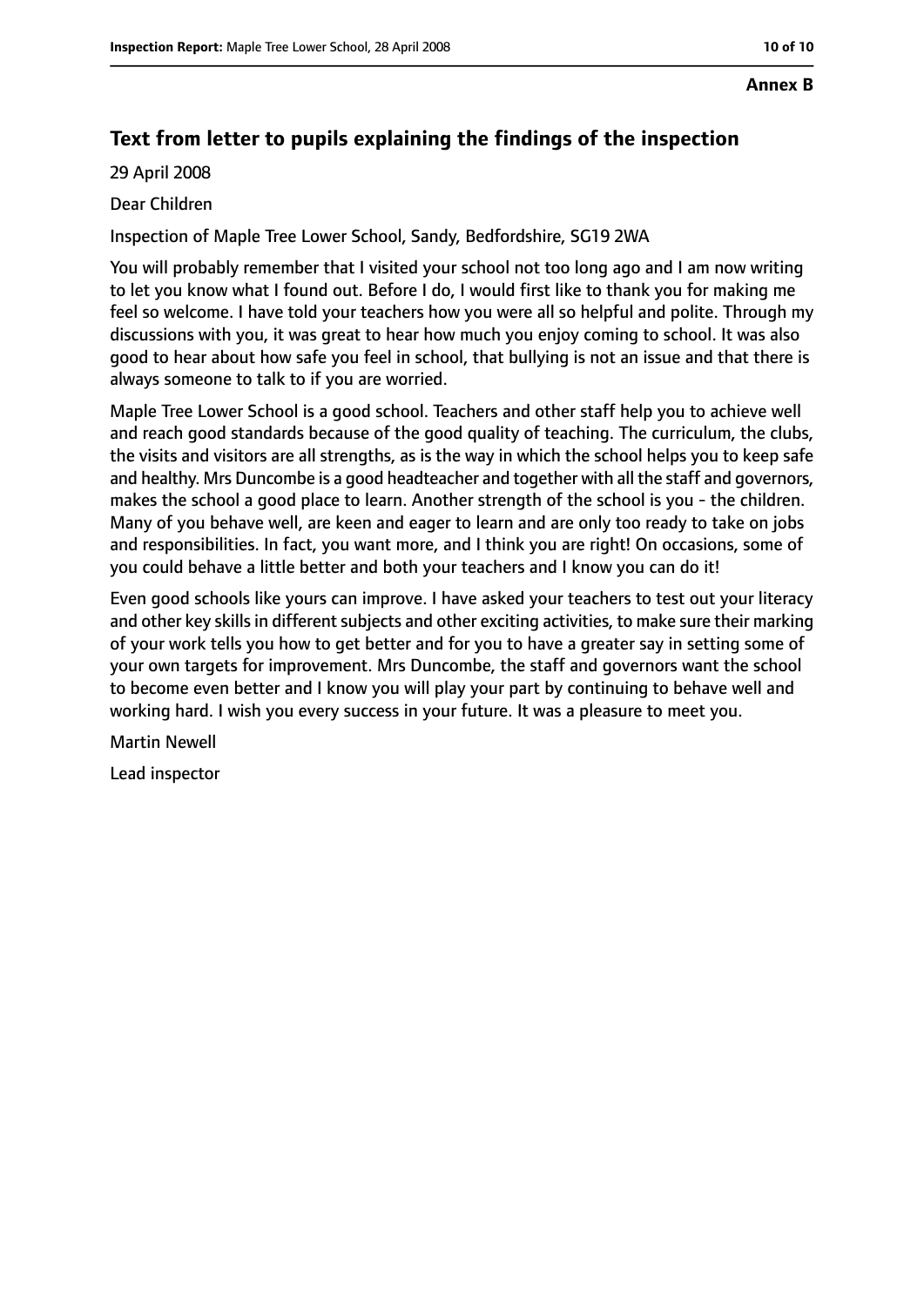**Annex B**

## Text from letter to pupils explaining the findings of the inspection

29 April 2008

Dear Children

Inspection of Maple Tree Lower School, Sandy, Bedfordshire, SG19 2WA

You will probably remember that I visited your school not too long ago and I am now writing to let you know what I found out. Before I do, I would first like to thank you for making me feel so welcome. I have told your teachers how you were all so helpful and polite. Through my discussions with you, it was great to hear how much you enjoy coming to school. It was also good to hear about how safe you feel in school, that bullying is not an issue and that there is always someone to talk to if you are worried.

Maple Tree Lower School is a good school. Teachers and other staff help you to achieve well and reach good standards because of the good quality of teaching. The curriculum, the clubs, the visits and visitors are all strengths, as is the way in which the school helps you to keep safe and healthy. Mrs Duncombe is a good headteacher and together with all the staff and governors, makes the school a good place to learn. Another strength of the school is you - the children. Many of you behave well, are keen and eager to learn and are only too ready to take on jobs and responsibilities. In fact, you want more, and I think you are right! On occasions, some of you could behave a little better and both your teachers and I know you can do it!

Even good schools like yours can improve. I have asked your teachers to test out your literacy and other key skills in different subjects and other exciting activities, to make sure their marking of your work tells you how to get better and for you to have a greater say in setting some of your own targets for improvement. Mrs Duncombe, the staff and governors want the school to become even better and I know you will play your part by continuing to behave well and working hard. I wish you every success in your future. It was a pleasure to meet you.

Martin Newell

Lead inspector